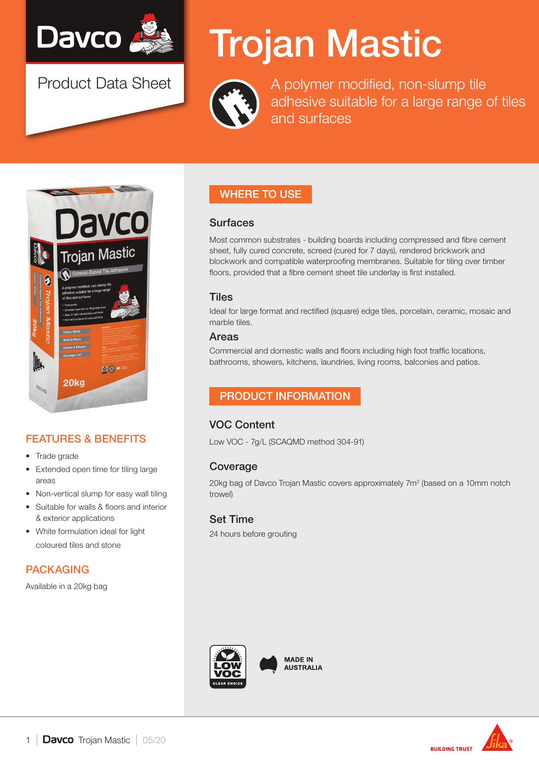# Trojan Mastic

Davco

Product Data Sheet

A polymer modified, non-slump tile adhesive suitable for a large range of tiles and surfaces

## FEATURES & BENEFITS

- Trade grade
- Extended open time for tiling large areas
- Non-vertical slump for easy wall tiling
- Suitable for walls & floors and interior & exterior applications
- White formulation ideal for light coloured tiles and stone

## PACKAGING

Available in a 20kg bag

## WHERE TO USE

### Surfaces

Most common substrates - building boards including compressed and fibre cement sheet, fully cured concrete, screed (cured for 7 days), rendered brickwork and blockwork and compatible waterproofing membranes. Suitable for tiling over timber floors, provided that a fibre cement sheet tile underlay is first installed.

### Tiles

Ideal for large format and rectified (square) edge tiles, porcelain, ceramic, mosaic and marble tiles.

### Areas

Commercial and domestic walls and floors including high foot traffic locations, bathrooms, showers, kitchens, laundries, living rooms, balconies and patios.

## PRODUCT INFORMATION

### VOC Content

Low VOC - 7g/L (SCAQMD method 304-91)

### Coverage

20kg bag of Davco Trojan Mastic covers approximately 7m² (based on a 10mm notch trowel)

### Set Time

24 hours before grouting

LOW VOC CLEAR CHOICE

MADE IN AUSTRALIA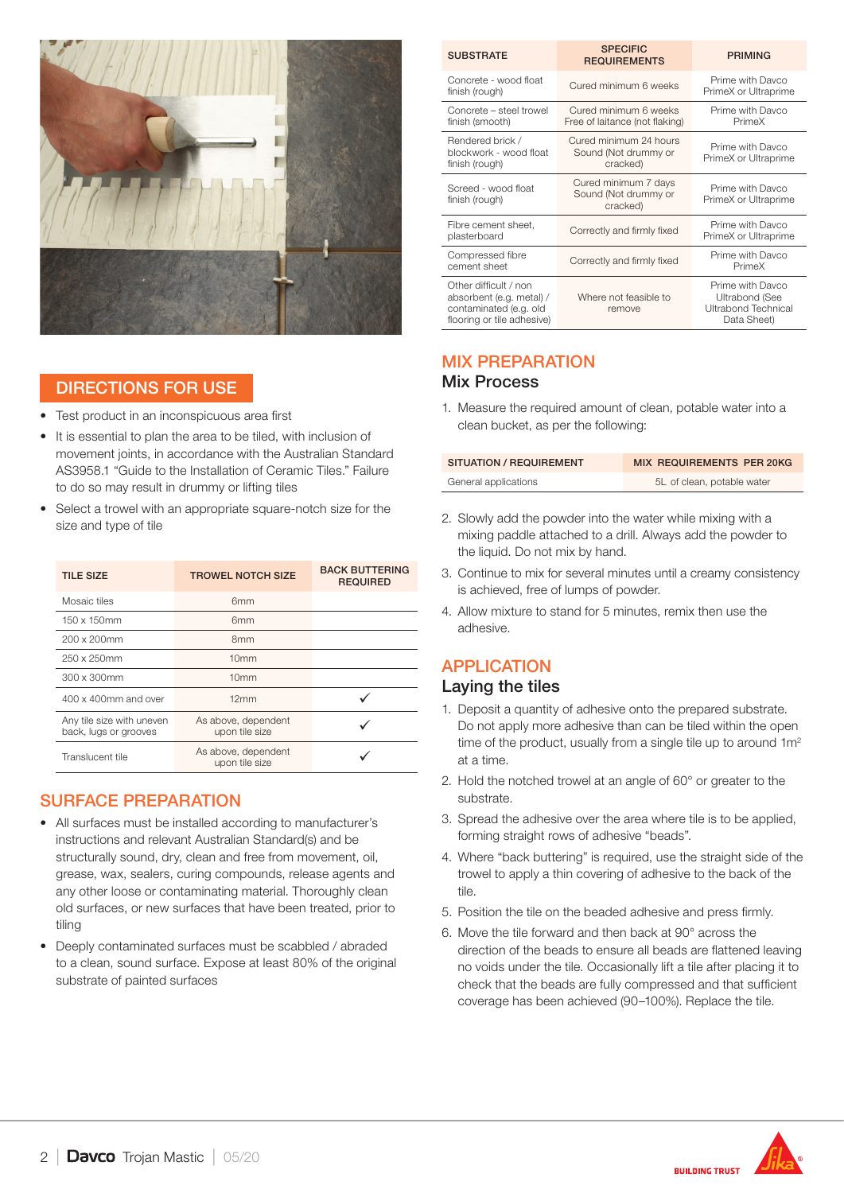## DIRECTIONS FOR USE

- Test product in an inconspicuous area first
- It is essential to plan the area to be tiled, with inclusion of movement joints, in accordance with the Australian Standard AS3958.1 "Guide to the Installation of Ceramic Tiles." Failure to do so may result in drummy or lifting tiles
- Select a trowel with an appropriate square-notch size for the size and type of tile

| TILE SIZE | TROWEL NOTCH SIZE | BACK BUTTERING REQUIRED |
|---|---|---|
| Mosaic tiles | 6mm | |
| 150 x 150mm | 6mm | |
| 200 x 200mm | 8mm | |
| 250 x 250mm | 10mm | |
| 300 x 300mm | 10mm | |
| 400 x 400mm and over | 12mm | ✓ |
| Any tile size with uneven back, lugs or grooves | As above, dependent upon tile size | ✓ |
| Translucent tile | As above, dependent upon tile size | ✓ |

## SURFACE PREPARATION

- All surfaces must be installed according to manufacturer's instructions and relevant Australian Standard(s) and be structurally sound, dry, clean and free from movement, oil, grease, wax, sealers, curing compounds, release agents and any other loose or contaminating material. Thoroughly clean old surfaces, or new surfaces that have been treated, prior to tiling
- Deeply contaminated surfaces must be scabbled / abraded to a clean, sound surface. Expose at least 80% of the original substrate of painted surfaces

| SUBSTRATE | SPECIFIC REQUIREMENTS | PRIMING |
|---|---|---|
| Concrete - wood float finish (rough) | Cured minimum 6 weeks | Prime with Davco PrimeX or Ultraprime |
| Concrete – steel trowel finish (smooth) | Cured minimum 6 weeks Free of laitance (not flaking) | Prime with Davco PrimeX |
| Rendered brick / blockwork - wood float finish (rough) | Cured minimum 24 hours Sound (Not drummy or cracked) | Prime with Davco PrimeX or Ultraprime |
| Screed - wood float finish (rough) | Cured minimum 7 days Sound (Not drummy or cracked) | Prime with Davco PrimeX or Ultraprime |
| Fibre cement sheet, plasterboard | Correctly and firmly fixed | Prime with Davco PrimeX or Ultraprime |
| Compressed fibre cement sheet | Correctly and firmly fixed | Prime with Davco PrimeX |
| Other difficult / non absorbent (e.g. metal) / contaminated (e.g. old flooring or tile adhesive) | Where not feasible to remove | Prime with Davco Ultrabond (See Ultrabond Technical Data Sheet) |

## MIX PREPARATION

### Mix Process

1. Measure the required amount of clean, potable water into a clean bucket, as per the following:

| SITUATION / REQUIREMENT | MIX REQUIREMENTS PER 20KG |
|---|---|
| General applications | 5L of clean, potable water |

2. Slowly add the powder into the water while mixing with a mixing paddle attached to a drill. Always add the powder to the liquid. Do not mix by hand.
3. Continue to mix for several minutes until a creamy consistency is achieved, free of lumps of powder.
4. Allow mixture to stand for 5 minutes, remix then use the adhesive.

## APPLICATION

### Laying the tiles

1. Deposit a quantity of adhesive onto the prepared substrate. Do not apply more adhesive than can be tiled within the open time of the product, usually from a single tile up to around 1m$^2$ at a time.
2. Hold the notched trowel at an angle of 60° or greater to the substrate.
3. Spread the adhesive over the area where tile is to be applied, forming straight rows of adhesive "beads".
4. Where "back buttering" is required, use the straight side of the trowel to apply a thin covering of adhesive to the back of the tile.
5. Position the tile on the beaded adhesive and press firmly.
6. Move the tile forward and then back at 90° across the direction of the beads to ensure all beads are flattened leaving no voids under the tile. Occasionally lift a tile after placing it to check that the beads are fully compressed and that sufficient coverage has been achieved (90–100%). Replace the tile.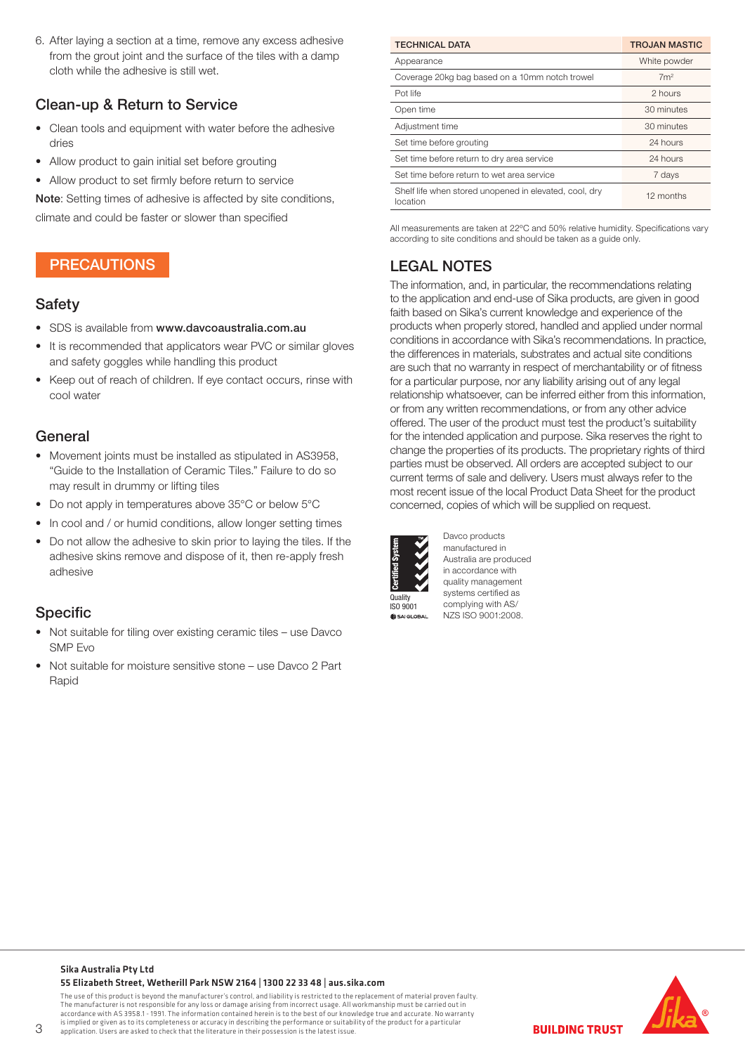6. After laying a section at a time, remove any excess adhesive from the grout joint and the surface of the tiles with a damp cloth while the adhesive is still wet.

## Clean-up & Return to Service

- Clean tools and equipment with water before the adhesive dries
- Allow product to gain initial set before grouting
- Allow product to set firmly before return to service

**Note**: Setting times of adhesive is affected by site conditions, climate and could be faster or slower than specified

# PRECAUTIONS

## Safety

- SDS is available from **www.davcoaustralia.com.au**
- It is recommended that applicators wear PVC or similar gloves and safety goggles while handling this product
- Keep out of reach of children. If eye contact occurs, rinse with cool water

## General

- Movement joints must be installed as stipulated in AS3958, "Guide to the Installation of Ceramic Tiles." Failure to do so may result in drummy or lifting tiles
- Do not apply in temperatures above 35°C or below 5°C
- In cool and / or humid conditions, allow longer setting times
- Do not allow the adhesive to skin prior to laying the tiles. If the adhesive skins remove and dispose of it, then re-apply fresh adhesive

## Specific

- Not suitable for tiling over existing ceramic tiles – use Davco SMP Evo
- Not suitable for moisture sensitive stone – use Davco 2 Part Rapid

| TECHNICAL DATA | TROJAN MASTIC |
|---|---|
| Appearance | White powder |
| Coverage 20kg bag based on a 10mm notch trowel | 7m² |
| Pot life | 2 hours |
| Open time | 30 minutes |
| Adjustment time | 30 minutes |
| Set time before grouting | 24 hours |
| Set time before return to dry area service | 24 hours |
| Set time before return to wet area service | 7 days |
| Shelf life when stored unopened in elevated, cool, dry location | 12 months |

All measurements are taken at 22ºC and 50% relative humidity. Specifications vary according to site conditions and should be taken as a guide only.

## LEGAL NOTES

The information, and, in particular, the recommendations relating to the application and end-use of Sika products, are given in good faith based on Sika's current knowledge and experience of the products when properly stored, handled and applied under normal conditions in accordance with Sika's recommendations. In practice, the differences in materials, substrates and actual site conditions are such that no warranty in respect of merchantability or of fitness for a particular purpose, nor any liability arising out of any legal relationship whatsoever, can be inferred either from this information, or from any written recommendations, or from any other advice offered. The user of the product must test the product's suitability for the intended application and purpose. Sika reserves the right to change the properties of its products. The proprietary rights of third parties must be observed. All orders are accepted subject to our current terms of sale and delivery. Users must always refer to the most recent issue of the local Product Data Sheet for the product concerned, copies of which will be supplied on request.

Certified System Quality ISO 9001 SAI GLOBAL

Davco products manufactured in Australia are produced in accordance with quality management systems certified as complying with AS/NZS ISO 9001:2008.

**Sika Australia Pty Ltd**
**55 Elizabeth Street, Wetherill Park NSW 2164 | 1300 22 33 48 | aus.sika.com**

The use of this product is beyond the manufacturer's control, and liability is restricted to the replacement of material proven faulty. The manufacturer is not responsible for any loss or damage arising from incorrect usage. All workmanship must be carried out in accordance with AS 3958.1 - 1991. The information contained herein is to the best of our knowledge true and accurate. No warranty is implied or given as to its completeness or accuracy in describing the performance or suitability of the product for a particular application. Users are asked to check that the literature in their possession is the latest issue.

BUILDING TRUST